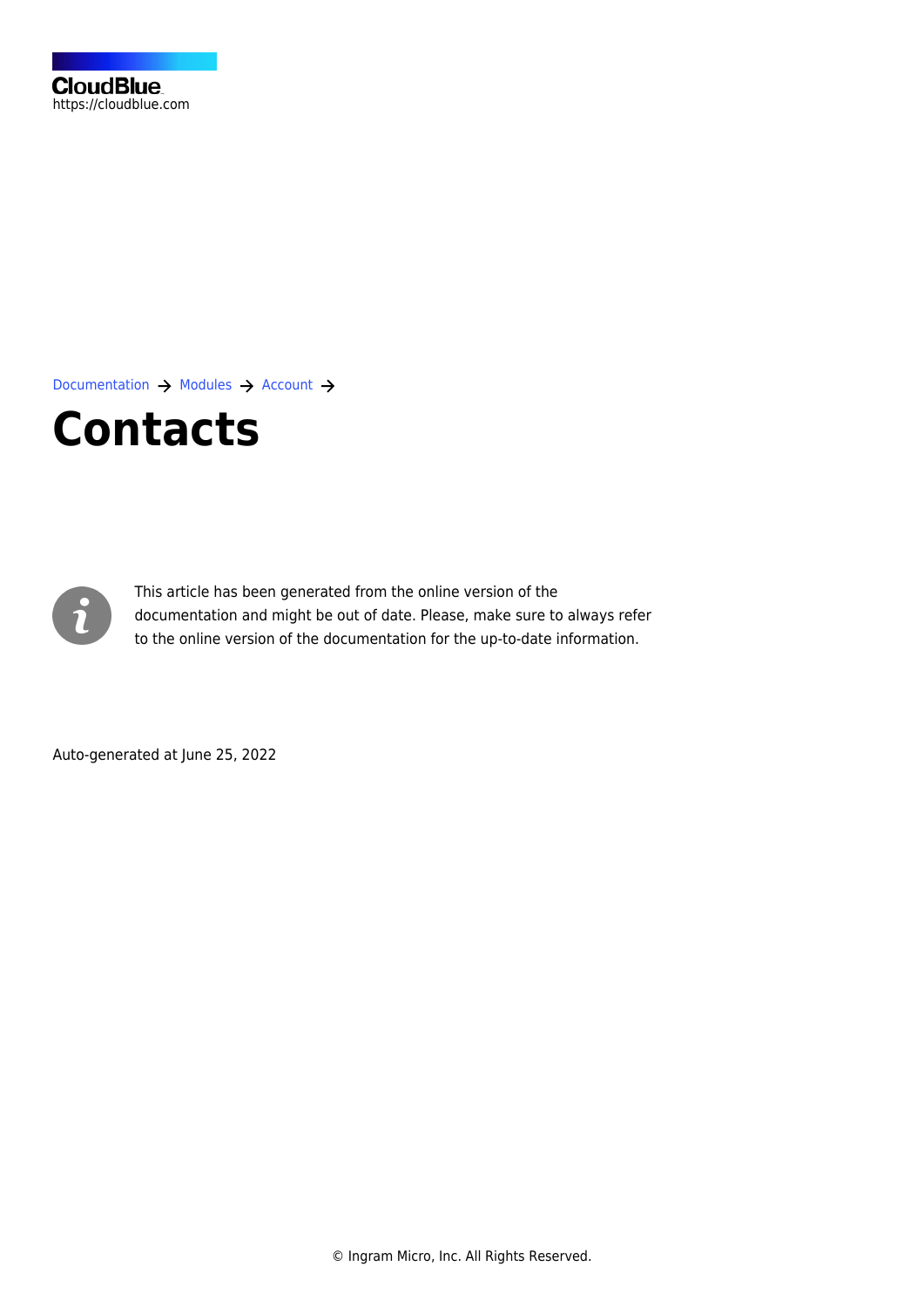CloudBlue
https://cloudblue.com

Documentation → Modules → Account →

# Contacts

This article has been generated from the online version of the documentation and might be out of date. Please, make sure to always refer to the online version of the documentation for the up-to-date information.

Auto-generated at June 25, 2022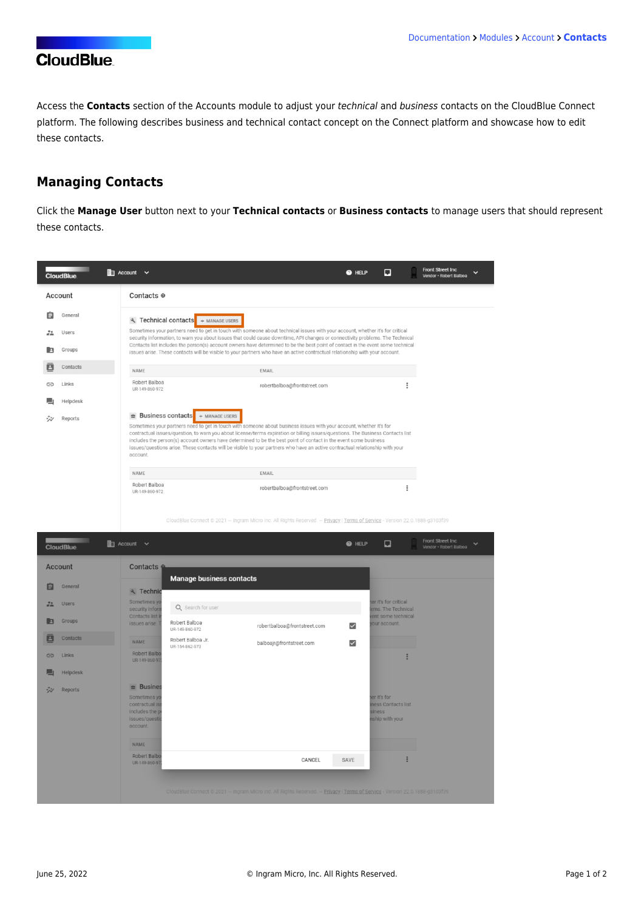Access the **Contacts** section of the Accounts module to adjust your *technical* and *business* contacts on the CloudBlue Connect platform. The following describes business and technical contact concept on the Connect platform and showcase how to edit these contacts.

## Managing Contacts

Click the **Manage User** button next to your **Technical contacts** or **Business contacts** to manage users that should represent these contacts.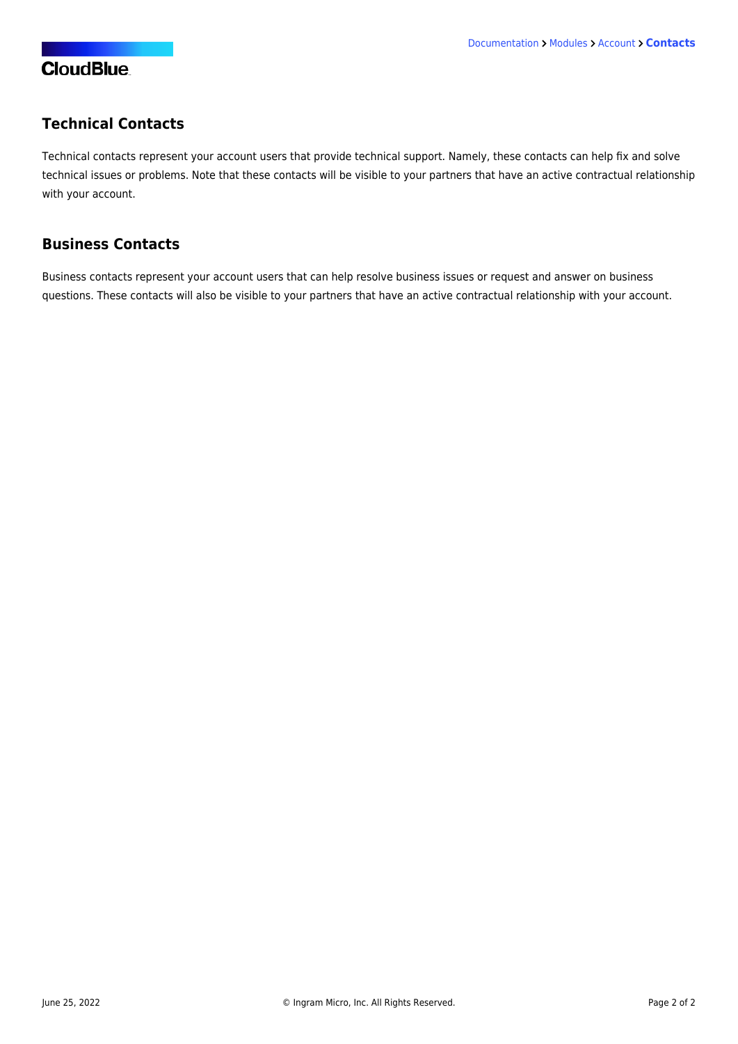## Technical Contacts

Technical contacts represent your account users that provide technical support. Namely, these contacts can help fix and solve technical issues or problems. Note that these contacts will be visible to your partners that have an active contractual relationship with your account.

## Business Contacts

Business contacts represent your account users that can help resolve business issues or request and answer on business questions. These contacts will also be visible to your partners that have an active contractual relationship with your account.